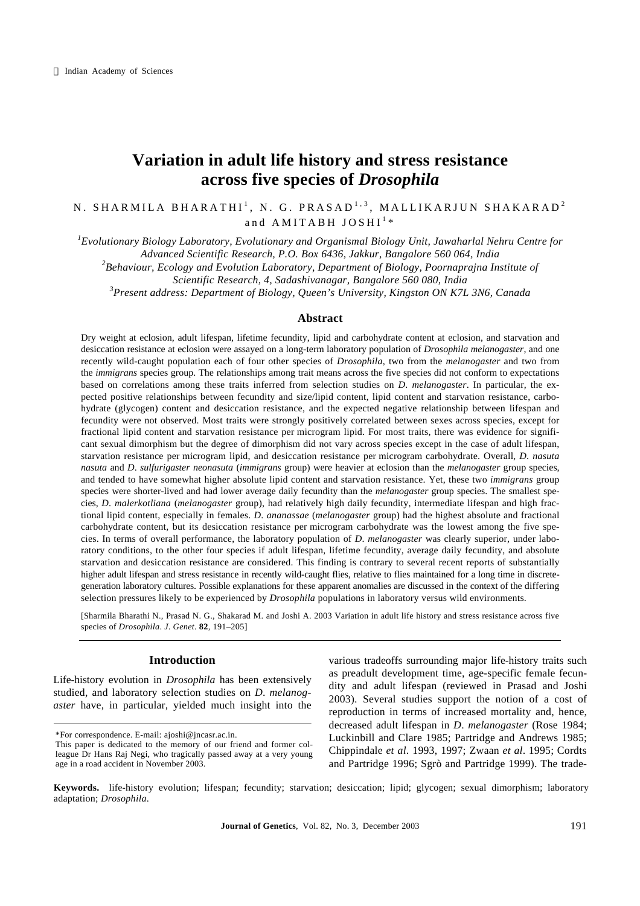© Indian Academy of Sciences

# Variation in adult life history and stress resistance across five species of *Drosophila*

N. SHARMILA BHARATHI[1], N. G. PRASAD[1,3], MALLIKARJUN SHAKARAD[2] and AMITABH JOSHI[1]*

[1]*Evolutionary Biology Laboratory, Evolutionary and Organismal Biology Unit, Jawaharlal Nehru Centre for Advanced Scientific Research, P.O. Box 6436, Jakkur, Bangalore 560 064, India*

[2]*Behaviour, Ecology and Evolution Laboratory, Department of Biology, Poornaprajna Institute of Scientific Research, 4, Sadashivanagar, Bangalore 560 080, India*

[3]*Present address: Department of Biology, Queen's University, Kingston ON K7L 3N6, Canada*

## Abstract

Dry weight at eclosion, adult lifespan, lifetime fecundity, lipid and carbohydrate content at eclosion, and starvation and desiccation resistance at eclosion were assayed on a long-term laboratory population of *Drosophila melanogaster*, and one recently wild-caught population each of four other species of *Drosophila*, two from the *melanogaster* and two from the *immigrans* species group. The relationships among trait means across the five species did not conform to expectations based on correlations among these traits inferred from selection studies on *D. melanogaster*. In particular, the expected positive relationships between fecundity and size/lipid content, lipid content and starvation resistance, carbohydrate (glycogen) content and desiccation resistance, and the expected negative relationship between lifespan and fecundity were not observed. Most traits were strongly positively correlated between sexes across species, except for fractional lipid content and starvation resistance per microgram lipid. For most traits, there was evidence for significant sexual dimorphism but the degree of dimorphism did not vary across species except in the case of adult lifespan, starvation resistance per microgram lipid, and desiccation resistance per microgram carbohydrate. Overall, *D. nasuta nasuta* and *D. sulfurigaster neonasuta* (*immigrans* group) were heavier at eclosion than the *melanogaster* group species, and tended to have somewhat higher absolute lipid content and starvation resistance. Yet, these two *immigrans* group species were shorter-lived and had lower average daily fecundity than the *melanogaster* group species. The smallest species, *D. malerkotliana* (*melanogaster* group), had relatively high daily fecundity, intermediate lifespan and high fractional lipid content, especially in females. *D. ananassae* (*melanogaster* group) had the highest absolute and fractional carbohydrate content, but its desiccation resistance per microgram carbohydrate was the lowest among the five species. In terms of overall performance, the laboratory population of *D. melanogaster* was clearly superior, under laboratory conditions, to the other four species if adult lifespan, lifetime fecundity, average daily fecundity, and absolute starvation and desiccation resistance are considered. This finding is contrary to several recent reports of substantially higher adult lifespan and stress resistance in recently wild-caught flies, relative to flies maintained for a long time in discrete-generation laboratory cultures. Possible explanations for these apparent anomalies are discussed in the context of the differing selection pressures likely to be experienced by *Drosophila* populations in laboratory versus wild environments.

[Sharmila Bharathi N., Prasad N. G., Shakarad M. and Joshi A. 2003 Variation in adult life history and stress resistance across five species of *Drosophila*. *J. Genet*. **82**, 191–205]

**Keywords.** life-history evolution; lifespan; fecundity; starvation; desiccation; lipid; glycogen; sexual dimorphism; laboratory adaptation; *Drosophila*.

## Introduction

Life-history evolution in *Drosophila* has been extensively studied, and laboratory selection studies on *D. melanogaster* have, in particular, yielded much insight into the various tradeoffs surrounding major life-history traits such as preadult development time, age-specific female fecundity and adult lifespan (reviewed in Prasad and Joshi 2003). Several studies support the notion of a cost of reproduction in terms of increased mortality and, hence, decreased adult lifespan in *D. melanogaster* (Rose 1984; Luckinbill and Clare 1985; Partridge and Andrews 1985; Chippindale *et al*. 1993, 1997; Zwaan *et al*. 1995; Cordts and Partridge 1996; Sgrò and Partridge 1999). The trade-

*For correspondence. E-mail: ajoshi@jncasr.ac.in.

This paper is dedicated to the memory of our friend and former colleague Dr Hans Raj Negi, who tragically passed away at a very young age in a road accident in November 2003.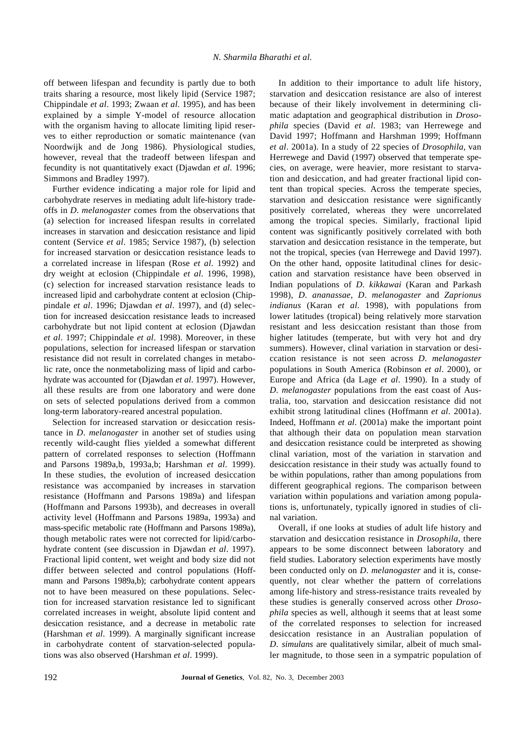off between lifespan and fecundity is partly due to both traits sharing a resource, most likely lipid (Service 1987; Chippindale *et al*. 1993; Zwaan *et al*. 1995), and has been explained by a simple Y-model of resource allocation with the organism having to allocate limiting lipid reserves to either reproduction or somatic maintenance (van Noordwijk and de Jong 1986). Physiological studies, however, reveal that the tradeoff between lifespan and fecundity is not quantitatively exact (Djawdan *et al*. 1996; Simmons and Bradley 1997).

Further evidence indicating a major role for lipid and carbohydrate reserves in mediating adult life-history tradeoffs in *D. melanogaster* comes from the observations that (a) selection for increased lifespan results in correlated increases in starvation and desiccation resistance and lipid content (Service *et al*. 1985; Service 1987), (b) selection for increased starvation or desiccation resistance leads to a correlated increase in lifespan (Rose *et al*. 1992) and dry weight at eclosion (Chippindale *et al*. 1996, 1998), (c) selection for increased starvation resistance leads to increased lipid and carbohydrate content at eclosion (Chippindale *et al*. 1996; Djawdan *et al*. 1997), and (d) selection for increased desiccation resistance leads to increased carbohydrate but not lipid content at eclosion (Djawdan *et al*. 1997; Chippindale *et al*. 1998). Moreover, in these populations, selection for increased lifespan or starvation resistance did not result in correlated changes in metabolic rate, once the nonmetabolizing mass of lipid and carbohydrate was accounted for (Djawdan *et al*. 1997). However, all these results are from one laboratory and were done on sets of selected populations derived from a common long-term laboratory-reared ancestral population.

Selection for increased starvation or desiccation resistance in *D. melanogaster* in another set of studies using recently wild-caught flies yielded a somewhat different pattern of correlated responses to selection (Hoffmann and Parsons 1989a,b, 1993a,b; Harshman *et al*. 1999). In these studies, the evolution of increased desiccation resistance was accompanied by increases in starvation resistance (Hoffmann and Parsons 1989a) and lifespan (Hoffmann and Parsons 1993b), and decreases in overall activity level (Hoffmann and Parsons 1989a, 1993a) and mass-specific metabolic rate (Hoffmann and Parsons 1989a), though metabolic rates were not corrected for lipid/carbohydrate content (see discussion in Djawdan *et al*. 1997). Fractional lipid content, wet weight and body size did not differ between selected and control populations (Hoffmann and Parsons 1989a,b); carbohydrate content appears not to have been measured on these populations. Selection for increased starvation resistance led to significant correlated increases in weight, absolute lipid content and desiccation resistance, and a decrease in metabolic rate (Harshman *et al*. 1999). A marginally significant increase in carbohydrate content of starvation-selected populations was also observed (Harshman *et al*. 1999).

In addition to their importance to adult life history, starvation and desiccation resistance are also of interest because of their likely involvement in determining climatic adaptation and geographical distribution in *Drosophila* species (David *et al*. 1983; van Herrewege and David 1997; Hoffmann and Harshman 1999; Hoffmann *et al*. 2001a). In a study of 22 species of *Drosophila*, van Herrewege and David (1997) observed that temperate species, on average, were heavier, more resistant to starvation and desiccation, and had greater fractional lipid content than tropical species. Across the temperate species, starvation and desiccation resistance were significantly positively correlated, whereas they were uncorrelated among the tropical species. Similarly, fractional lipid content was significantly positively correlated with both starvation and desiccation resistance in the temperate, but not the tropical, species (van Herrewege and David 1997). On the other hand, opposite latitudinal clines for desiccation and starvation resistance have been observed in Indian populations of *D. kikkawai* (Karan and Parkash 1998), *D. ananassae*, *D. melanogaster* and *Zaprionus indianus* (Karan *et al*. 1998), with populations from lower latitudes (tropical) being relatively more starvation resistant and less desiccation resistant than those from higher latitudes (temperate, but with very hot and dry summers). However, clinal variation in starvation or desiccation resistance is not seen across *D. melanogaster* populations in South America (Robinson *et al*. 2000), or Europe and Africa (da Lage *et al*. 1990). In a study of *D. melanogaster* populations from the east coast of Australia, too, starvation and desiccation resistance did not exhibit strong latitudinal clines (Hoffmann *et al*. 2001a). Indeed, Hoffmann *et al*. (2001a) make the important point that although their data on population mean starvation and desiccation resistance could be interpreted as showing clinal variation, most of the variation in starvation and desiccation resistance in their study was actually found to be within populations, rather than among populations from different geographical regions. The comparison between variation within populations and variation among populations is, unfortunately, typically ignored in studies of clinal variation.

Overall, if one looks at studies of adult life history and starvation and desiccation resistance in *Drosophila*, there appears to be some disconnect between laboratory and field studies. Laboratory selection experiments have mostly been conducted only on *D. melanogaster* and it is, consequently, not clear whether the pattern of correlations among life-history and stress-resistance traits revealed by these studies is generally conserved across other *Drosophila* species as well, although it seems that at least some of the correlated responses to selection for increased desiccation resistance in an Australian population of *D. simulans* are qualitatively similar, albeit of much smaller magnitude, to those seen in a sympatric population of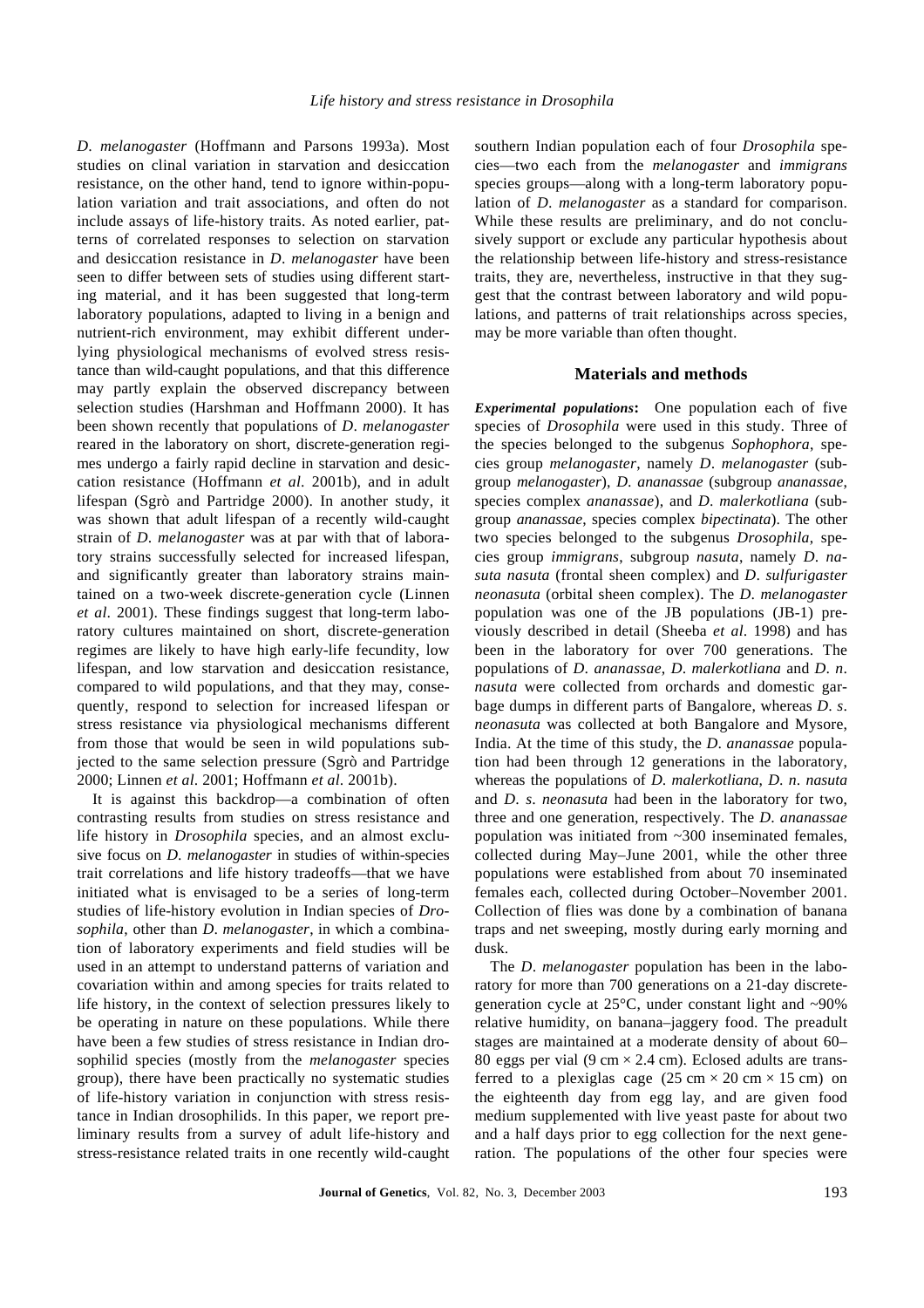*D. melanogaster* (Hoffmann and Parsons 1993a). Most studies on clinal variation in starvation and desiccation resistance, on the other hand, tend to ignore within-population variation and trait associations, and often do not include assays of life-history traits. As noted earlier, patterns of correlated responses to selection on starvation and desiccation resistance in *D. melanogaster* have been seen to differ between sets of studies using different starting material, and it has been suggested that long-term laboratory populations, adapted to living in a benign and nutrient-rich environment, may exhibit different underlying physiological mechanisms of evolved stress resistance than wild-caught populations, and that this difference may partly explain the observed discrepancy between selection studies (Harshman and Hoffmann 2000). It has been shown recently that populations of *D. melanogaster* reared in the laboratory on short, discrete-generation regimes undergo a fairly rapid decline in starvation and desiccation resistance (Hoffmann *et al.* 2001b), and in adult lifespan (Sgrò and Partridge 2000). In another study, it was shown that adult lifespan of a recently wild-caught strain of *D. melanogaster* was at par with that of laboratory strains successfully selected for increased lifespan, and significantly greater than laboratory strains maintained on a two-week discrete-generation cycle (Linnen *et al.* 2001). These findings suggest that long-term laboratory cultures maintained on short, discrete-generation regimes are likely to have high early-life fecundity, low lifespan, and low starvation and desiccation resistance, compared to wild populations, and that they may, consequently, respond to selection for increased lifespan or stress resistance via physiological mechanisms different from those that would be seen in wild populations subjected to the same selection pressure (Sgrò and Partridge 2000; Linnen *et al.* 2001; Hoffmann *et al.* 2001b).

It is against this backdrop—a combination of often contrasting results from studies on stress resistance and life history in *Drosophila* species, and an almost exclusive focus on *D. melanogaster* in studies of within-species trait correlations and life history tradeoffs—that we have initiated what is envisaged to be a series of long-term studies of life-history evolution in Indian species of *Drosophila*, other than *D. melanogaster*, in which a combination of laboratory experiments and field studies will be used in an attempt to understand patterns of variation and covariation within and among species for traits related to life history, in the context of selection pressures likely to be operating in nature on these populations. While there have been a few studies of stress resistance in Indian drosophilid species (mostly from the *melanogaster* species group), there have been practically no systematic studies of life-history variation in conjunction with stress resistance in Indian drosophilids. In this paper, we report preliminary results from a survey of adult life-history and stress-resistance related traits in one recently wild-caught southern Indian population each of four *Drosophila* species—two each from the *melanogaster* and *immigrans* species groups—along with a long-term laboratory population of *D. melanogaster* as a standard for comparison. While these results are preliminary, and do not conclusively support or exclude any particular hypothesis about the relationship between life-history and stress-resistance traits, they are, nevertheless, instructive in that they suggest that the contrast between laboratory and wild populations, and patterns of trait relationships across species, may be more variable than often thought.

## Materials and methods

***Experimental populations*:** One population each of five species of *Drosophila* were used in this study. Three of the species belonged to the subgenus *Sophophora*, species group *melanogaster*, namely *D. melanogaster* (subgroup *melanogaster*), *D. ananassae* (subgroup *ananassae*, species complex *ananassae*), and *D. malerkotliana* (subgroup *ananassae*, species complex *bipectinata*). The other two species belonged to the subgenus *Drosophila*, species group *immigrans*, subgroup *nasuta*, namely *D. nasuta nasuta* (frontal sheen complex) and *D. sulfurigaster neonasuta* (orbital sheen complex). The *D. melanogaster* population was one of the JB populations (JB-1) previously described in detail (Sheeba *et al.* 1998) and has been in the laboratory for over 700 generations. The populations of *D. ananassae*, *D. malerkotliana* and *D. n. nasuta* were collected from orchards and domestic garbage dumps in different parts of Bangalore, whereas *D. s. neonasuta* was collected at both Bangalore and Mysore, India. At the time of this study, the *D. ananassae* population had been through 12 generations in the laboratory, whereas the populations of *D. malerkotliana*, *D. n. nasuta* and *D. s. neonasuta* had been in the laboratory for two, three and one generation, respectively. The *D. ananassae* population was initiated from ~300 inseminated females, collected during May–June 2001, while the other three populations were established from about 70 inseminated females each, collected during October–November 2001. Collection of flies was done by a combination of banana traps and net sweeping, mostly during early morning and dusk.

The *D. melanogaster* population has been in the laboratory for more than 700 generations on a 21-day discrete-generation cycle at 25°C, under constant light and ~90% relative humidity, on banana–jaggery food. The preadult stages are maintained at a moderate density of about 60–80 eggs per vial (9 cm × 2.4 cm). Eclosed adults are transferred to a plexiglas cage (25 cm × 20 cm × 15 cm) on the eighteenth day from egg lay, and are given food medium supplemented with live yeast paste for about two and a half days prior to egg collection for the next generation. The populations of the other four species were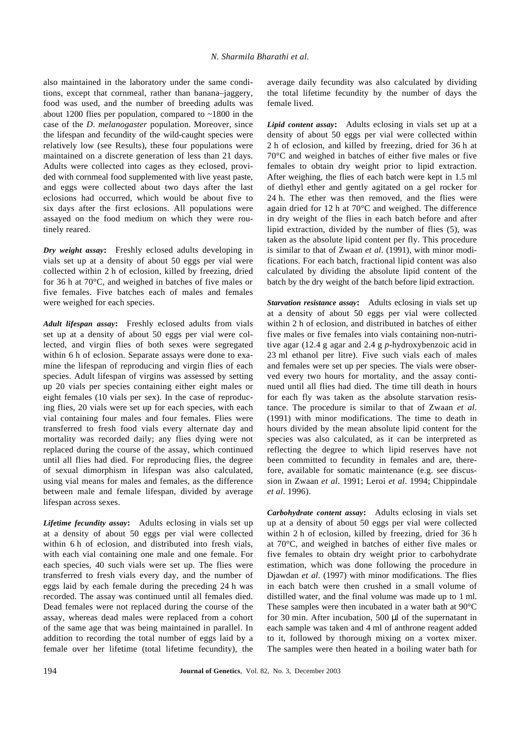also maintained in the laboratory under the same conditions, except that cornmeal, rather than banana–jaggery, food was used, and the number of breeding adults was about 1200 flies per population, compared to ~1800 in the case of the *D. melanogaster* population. Moreover, since the lifespan and fecundity of the wild-caught species were relatively low (see Results), these four populations were maintained on a discrete generation of less than 21 days. Adults were collected into cages as they eclosed, provided with cornmeal food supplemented with live yeast paste, and eggs were collected about two days after the last eclosions had occurred, which would be about five to six days after the first eclosions. All populations were assayed on the food medium on which they were routinely reared.

***Dry weight assay*****:** Freshly eclosed adults developing in vials set up at a density of about 50 eggs per vial were collected within 2 h of eclosion, killed by freezing, dried for 36 h at 70°C, and weighed in batches of five males or five females. Five batches each of males and females were weighed for each species.

***Adult lifespan assay*****:** Freshly eclosed adults from vials set up at a density of about 50 eggs per vial were collected, and virgin flies of both sexes were segregated within 6 h of eclosion. Separate assays were done to examine the lifespan of reproducing and virgin flies of each species. Adult lifespan of virgins was assessed by setting up 20 vials per species containing either eight males or eight females (10 vials per sex). In the case of reproducing flies, 20 vials were set up for each species, with each vial containing four males and four females. Flies were transferred to fresh food vials every alternate day and mortality was recorded daily; any flies dying were not replaced during the course of the assay, which continued until all flies had died. For reproducing flies, the degree of sexual dimorphism in lifespan was also calculated, using vial means for males and females, as the difference between male and female lifespan, divided by average lifespan across sexes.

***Lifetime fecundity assay*****:** Adults eclosing in vials set up at a density of about 50 eggs per vial were collected within 6 h of eclosion, and distributed into fresh vials, with each vial containing one male and one female. For each species, 40 such vials were set up. The flies were transferred to fresh vials every day, and the number of eggs laid by each female during the preceding 24 h was recorded. The assay was continued until all females died. Dead females were not replaced during the course of the assay, whereas dead males were replaced from a cohort of the same age that was being maintained in parallel. In addition to recording the total number of eggs laid by a female over her lifetime (total lifetime fecundity), the average daily fecundity was also calculated by dividing the total lifetime fecundity by the number of days the female lived.

***Lipid content assay*****:** Adults eclosing in vials set up at a density of about 50 eggs per vial were collected within 2 h of eclosion, and killed by freezing, dried for 36 h at 70°C and weighed in batches of either five males or five females to obtain dry weight prior to lipid extraction. After weighing, the flies of each batch were kept in 1.5 ml of diethyl ether and gently agitated on a gel rocker for 24 h. The ether was then removed, and the flies were again dried for 12 h at 70°C and weighed. The difference in dry weight of the flies in each batch before and after lipid extraction, divided by the number of flies (5), was taken as the absolute lipid content per fly. This procedure is similar to that of Zwaan *et al*. (1991), with minor modifications. For each batch, fractional lipid content was also calculated by dividing the absolute lipid content of the batch by the dry weight of the batch before lipid extraction.

***Starvation resistance assay*****:** Adults eclosing in vials set up at a density of about 50 eggs per vial were collected within 2 h of eclosion, and distributed in batches of either five males or five females into vials containing non-nutritive agar (12.4 g agar and 2.4 g *p*-hydroxybenzoic acid in 23 ml ethanol per litre). Five such vials each of males and females were set up per species. The vials were observed every two hours for mortality, and the assay continued until all flies had died. The time till death in hours for each fly was taken as the absolute starvation resistance. The procedure is similar to that of Zwaan *et al*. (1991) with minor modifications. The time to death in hours divided by the mean absolute lipid content for the species was also calculated, as it can be interpreted as reflecting the degree to which lipid reserves have not been committed to fecundity in females and are, therefore, available for somatic maintenance (e.g. see discussion in Zwaan *et al*. 1991; Leroi *et al*. 1994; Chippindale *et al*. 1996).

***Carbohydrate content assay*****:** Adults eclosing in vials set up at a density of about 50 eggs per vial were collected within 2 h of eclosion, killed by freezing, dried for 36 h at 70°C, and weighed in batches of either five males or five females to obtain dry weight prior to carbohydrate estimation, which was done following the procedure in Djawdan *et al*. (1997) with minor modifications. The flies in each batch were then crushed in a small volume of distilled water, and the final volume was made up to 1 ml. These samples were then incubated in a water bath at 90°C for 30 min. After incubation, 500 μl of the supernatant in each sample was taken and 4 ml of anthrone reagent added to it, followed by thorough mixing on a vortex mixer. The samples were then heated in a boiling water bath for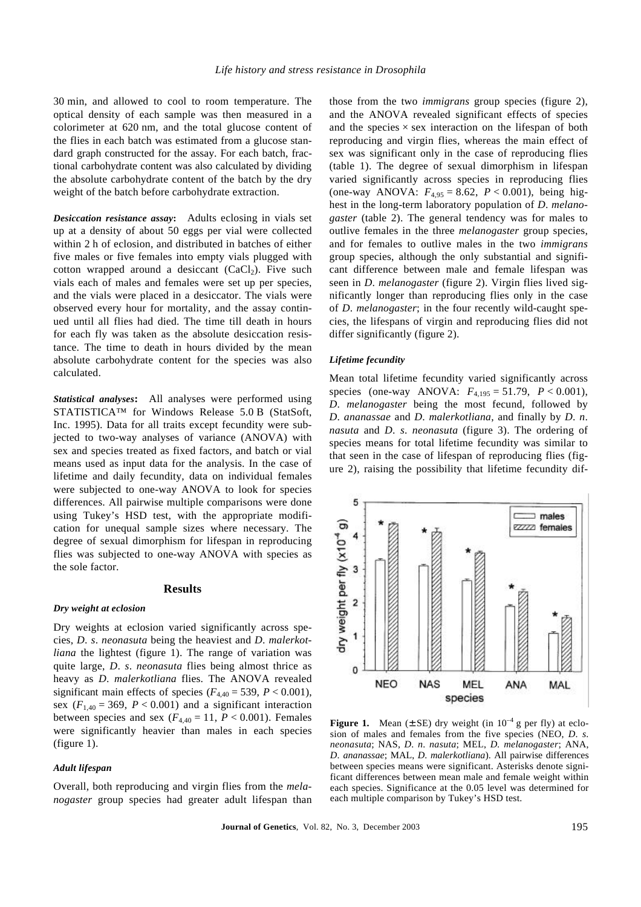30 min, and allowed to cool to room temperature. The optical density of each sample was then measured in a colorimeter at 620 nm, and the total glucose content of the flies in each batch was estimated from a glucose standard graph constructed for the assay. For each batch, fractional carbohydrate content was also calculated by dividing the absolute carbohydrate content of the batch by the dry weight of the batch before carbohydrate extraction.

***Desiccation resistance assay*:** Adults eclosing in vials set up at a density of about 50 eggs per vial were collected within 2 h of eclosion, and distributed in batches of either five males or five females into empty vials plugged with cotton wrapped around a desiccant ($CaCl_2$). Five such vials each of males and females were set up per species, and the vials were placed in a desiccator. The vials were observed every hour for mortality, and the assay continued until all flies had died. The time till death in hours for each fly was taken as the absolute desiccation resistance. The time to death in hours divided by the mean absolute carbohydrate content for the species was also calculated.

***Statistical analyses*:** All analyses were performed using STATISTICA™ for Windows Release 5.0 B (StatSoft, Inc. 1995). Data for all traits except fecundity were subjected to two-way analyses of variance (ANOVA) with sex and species treated as fixed factors, and batch or vial means used as input data for the analysis. In the case of lifetime and daily fecundity, data on individual females were subjected to one-way ANOVA to look for species differences. All pairwise multiple comparisons were done using Tukey's HSD test, with the appropriate modification for unequal sample sizes where necessary. The degree of sexual dimorphism for lifespan in reproducing flies was subjected to one-way ANOVA with species as the sole factor.

## Results

### *Dry weight at eclosion*

Dry weights at eclosion varied significantly across species, *D. s. neonasuta* being the heaviest and *D. malerkotliana* the lightest (figure 1). The range of variation was quite large, *D. s. neonasuta* flies being almost thrice as heavy as *D. malerkotliana* flies. The ANOVA revealed significant main effects of species ($F_{4,40} = 539$, $P < 0.001$), sex ($F_{1,40} = 369$, $P < 0.001$) and a significant interaction between species and sex ($F_{4,40} = 11$, $P < 0.001$). Females were significantly heavier than males in each species (figure 1).

### *Adult lifespan*

Overall, both reproducing and virgin flies from the *melanogaster* group species had greater adult lifespan than those from the two *immigrans* group species (figure 2), and the ANOVA revealed significant effects of species and the species × sex interaction on the lifespan of both reproducing and virgin flies, whereas the main effect of sex was significant only in the case of reproducing flies (table 1). The degree of sexual dimorphism in lifespan varied significantly across species in reproducing flies (one-way ANOVA: $F_{4,95} = 8.62$, $P < 0.001$), being highest in the long-term laboratory population of *D. melanogaster* (table 2). The general tendency was for males to outlive females in the three *melanogaster* group species, and for females to outlive males in the two *immigrans* group species, although the only substantial and significant difference between male and female lifespan was seen in *D. melanogaster* (figure 2). Virgin flies lived significantly longer than reproducing flies only in the case of *D. melanogaster*; in the four recently wild-caught species, the lifespans of virgin and reproducing flies did not differ significantly (figure 2).

### *Lifetime fecundity*

Mean total lifetime fecundity varied significantly across species (one-way ANOVA: $F_{4,195} = 51.79$, $P < 0.001$), *D. melanogaster* being the most fecund, followed by *D. ananassae* and *D. malerkotliana*, and finally by *D. n. nasuta* and *D. s. neonasuta* (figure 3). The ordering of species means for total lifetime fecundity was similar to that seen in the case of lifespan of reproducing flies (figure 2), raising the possibility that lifetime fecundity dif-

**Figure 1.** Mean (± SE) dry weight (in $10^{-4}$ g per fly) at eclosion of males and females from the five species (NEO, *D. s. neonasuta*; NAS, *D. n. nasuta*; MEL, *D. melanogaster*; ANA, *D. ananassae*; MAL, *D. malerkotliana*). All pairwise differences between species means were significant. Asterisks denote significant differences between mean male and female weight within each species. Significance at the 0.05 level was determined for each multiple comparison by Tukey's HSD test.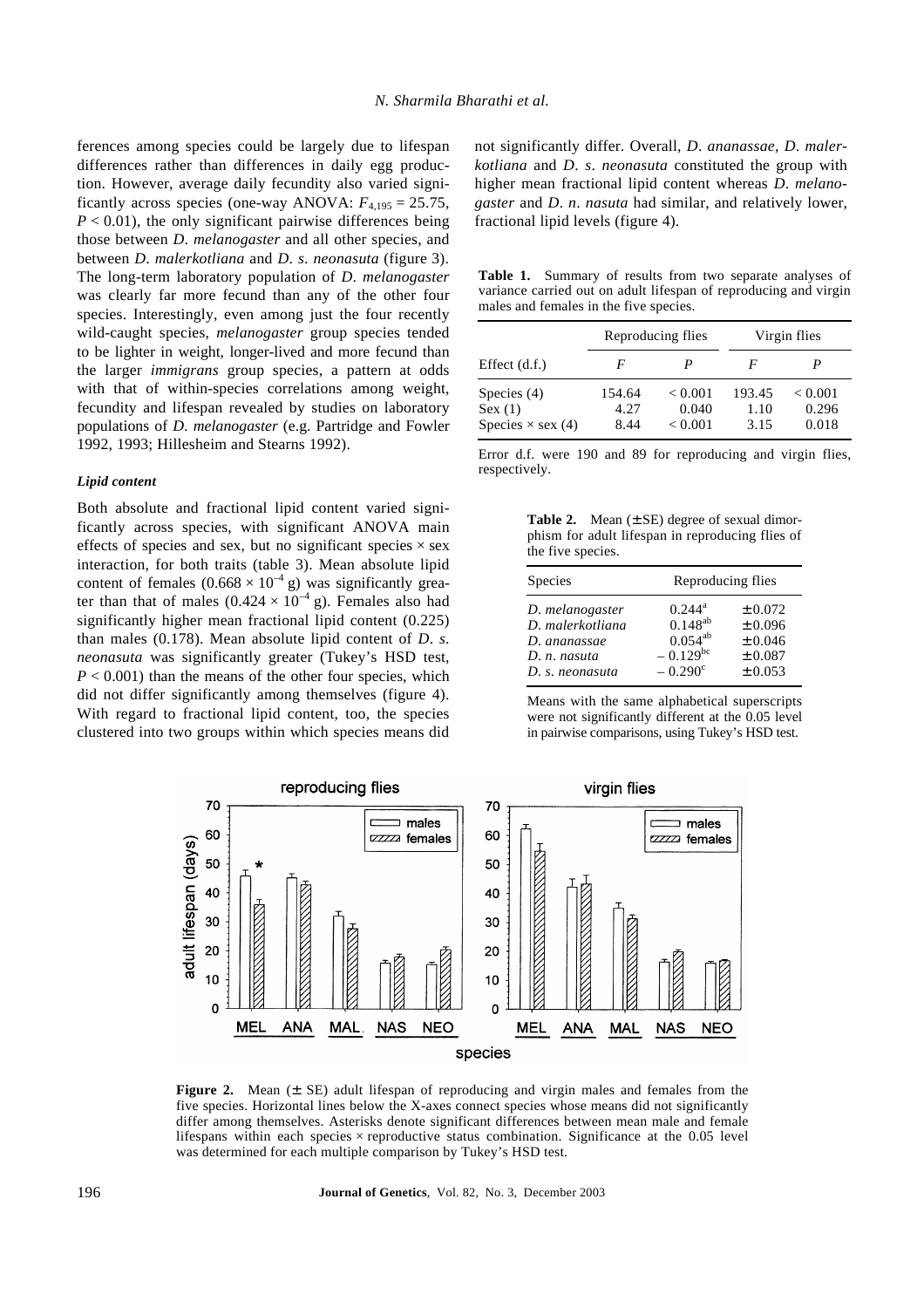ferences among species could be largely due to lifespan differences rather than differences in daily egg production. However, average daily fecundity also varied significantly across species (one-way ANOVA: $F_{4,195} = 25.75$, $P < 0.01$), the only significant pairwise differences being those between *D. melanogaster* and all other species, and between *D. malerkotliana* and *D. s. neonasuta* (figure 3). The long-term laboratory population of *D. melanogaster* was clearly far more fecund than any of the other four species. Interestingly, even among just the four recently wild-caught species, *melanogaster* group species tended to be lighter in weight, longer-lived and more fecund than the larger *immigrans* group species, a pattern at odds with that of within-species correlations among weight, fecundity and lifespan revealed by studies on laboratory populations of *D. melanogaster* (e.g. Partridge and Fowler 1992, 1993; Hillesheim and Stearns 1992).

### *Lipid content*

Both absolute and fractional lipid content varied significantly across species, with significant ANOVA main effects of species and sex, but no significant species × sex interaction, for both traits (table 3). Mean absolute lipid content of females ($0.668 \times 10^{-4}$ g) was significantly greater than that of males ($0.424 \times 10^{-4}$ g). Females also had significantly higher mean fractional lipid content (0.225) than males (0.178). Mean absolute lipid content of *D. s. neonasuta* was significantly greater (Tukey's HSD test, $P < 0.001$) than the means of the other four species, which did not differ significantly among themselves (figure 4). With regard to fractional lipid content, too, the species clustered into two groups within which species means did not significantly differ. Overall, *D. ananassae*, *D. malerkotliana* and *D. s. neonasuta* constituted the group with higher mean fractional lipid content whereas *D. melanogaster* and *D. n. nasuta* had similar, and relatively lower, fractional lipid levels (figure 4).

**Table 1.** Summary of results from two separate analyses of variance carried out on adult lifespan of reproducing and virgin males and females in the five species.

| | Reproducing flies | | Virgin flies | |
|---|---|---|---|---|
| Effect (d.f.) | *F* | *P* | *F* | *P* |
| Species (4) | 154.64 | < 0.001 | 193.45 | < 0.001 |
| Sex (1) | 4.27 | 0.040 | 1.10 | 0.296 |
| Species × sex (4) | 8.44 | < 0.001 | 3.15 | 0.018 |

Error d.f. were 190 and 89 for reproducing and virgin flies, respectively.

**Table 2.** Mean (± SE) degree of sexual dimorphism for adult lifespan in reproducing flies of the five species.

| Species | Reproducing flies | |
|---|---|---|
| *D. melanogaster* | 0.244[a] | ± 0.072 |
| *D. malerkotliana* | 0.148[ab] | ± 0.096 |
| *D. ananassae* | 0.054[ab] | ± 0.046 |
| *D. n. nasuta* | – 0.129[bc] | ± 0.087 |
| *D. s. neonasuta* | – 0.290[c] | ± 0.053 |

Means with the same alphabetical superscripts were not significantly different at the 0.05 level in pairwise comparisons, using Tukey's HSD test.

**Figure 2.** Mean (± SE) adult lifespan of reproducing and virgin males and females from the five species. Horizontal lines below the X-axes connect species whose means did not significantly differ among themselves. Asterisks denote significant differences between mean male and female lifespans within each species × reproductive status combination. Significance at the 0.05 level was determined for each multiple comparison by Tukey's HSD test.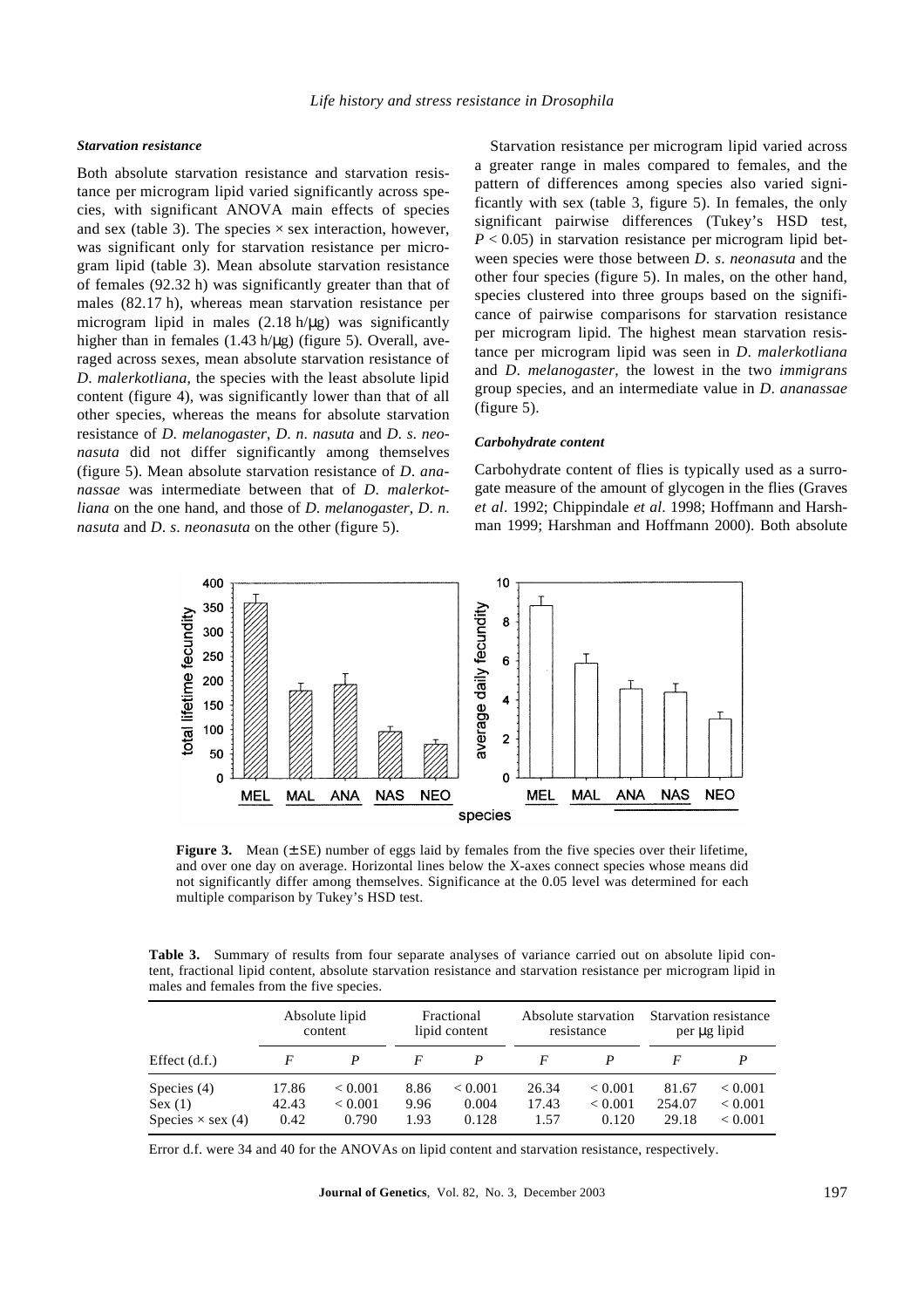### *Starvation resistance*

Both absolute starvation resistance and starvation resistance per microgram lipid varied significantly across species, with significant ANOVA main effects of species and sex (table 3). The species × sex interaction, however, was significant only for starvation resistance per microgram lipid (table 3). Mean absolute starvation resistance of females (92.32 h) was significantly greater than that of males (82.17 h), whereas mean starvation resistance per microgram lipid in males (2.18 h/μg) was significantly higher than in females (1.43 h/μg) (figure 5). Overall, averaged across sexes, mean absolute starvation resistance of *D. malerkotliana*, the species with the least absolute lipid content (figure 4), was significantly lower than that of all other species, whereas the means for absolute starvation resistance of *D. melanogaster*, *D. n. nasuta* and *D. s. neonasuta* did not differ significantly among themselves (figure 5). Mean absolute starvation resistance of *D. ananassae* was intermediate between that of *D. malerkotliana* on the one hand, and those of *D. melanogaster*, *D. n. nasuta* and *D. s. neonasuta* on the other (figure 5).

Starvation resistance per microgram lipid varied across a greater range in males compared to females, and the pattern of differences among species also varied significantly with sex (table 3, figure 5). In females, the only significant pairwise differences (Tukey's HSD test, $P < 0.05$) in starvation resistance per microgram lipid between species were those between *D. s. neonasuta* and the other four species (figure 5). In males, on the other hand, species clustered into three groups based on the significance of pairwise comparisons for starvation resistance per microgram lipid. The highest mean starvation resistance per microgram lipid was seen in *D. malerkotliana* and *D. melanogaster*, the lowest in the two *immigrans* group species, and an intermediate value in *D. ananassae* (figure 5).

### *Carbohydrate content*

Carbohydrate content of flies is typically used as a surrogate measure of the amount of glycogen in the flies (Graves *et al*. 1992; Chippindale *et al*. 1998; Hoffmann and Harshman 1999; Harshman and Hoffmann 2000). Both absolute

**Figure 3.** Mean (± SE) number of eggs laid by females from the five species over their lifetime, and over one day on average. Horizontal lines below the X-axes connect species whose means did not significantly differ among themselves. Significance at the 0.05 level was determined for each multiple comparison by Tukey's HSD test.

**Table 3.** Summary of results from four separate analyses of variance carried out on absolute lipid content, fractional lipid content, absolute starvation resistance and starvation resistance per microgram lipid in males and females from the five species.

| | Absolute lipid content | | Fractional lipid content | | Absolute starvation resistance | | Starvation resistance per μg lipid | |
|---|---|---|---|---|---|---|---|---|
| Effect (d.f.) | *F* | *P* | *F* | *P* | *F* | *P* | *F* | *P* |
| Species (4) | 17.86 | < 0.001 | 8.86 | < 0.001 | 26.34 | < 0.001 | 81.67 | < 0.001 |
| Sex (1) | 42.43 | < 0.001 | 9.96 | 0.004 | 17.43 | < 0.001 | 254.07 | < 0.001 |
| Species × sex (4) | 0.42 | 0.790 | 1.93 | 0.128 | 1.57 | 0.120 | 29.18 | < 0.001 |

Error d.f. were 34 and 40 for the ANOVAs on lipid content and starvation resistance, respectively.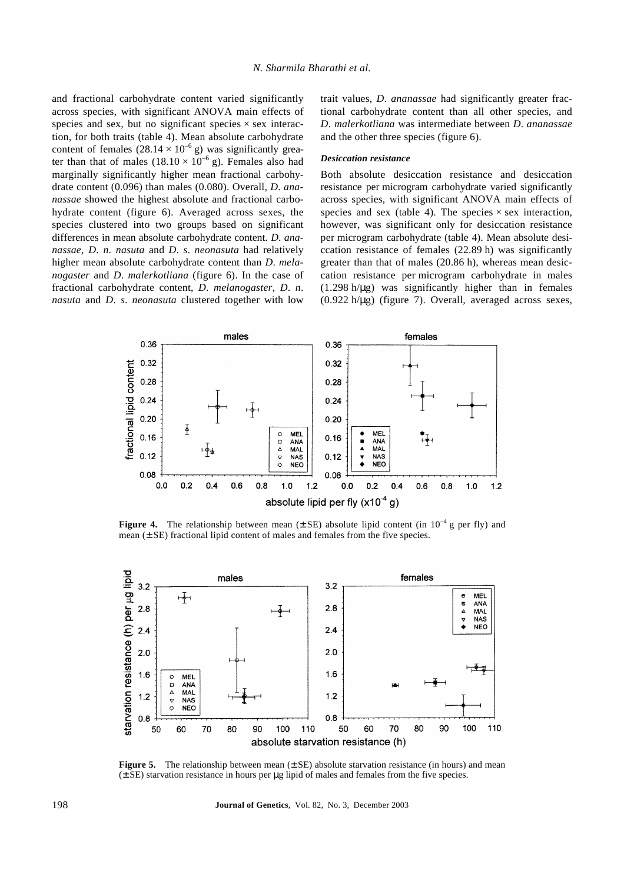and fractional carbohydrate content varied significantly across species, with significant ANOVA main effects of species and sex, but no significant species × sex interaction, for both traits (table 4). Mean absolute carbohydrate content of females ($28.14 \times 10^{-6}$ g) was significantly greater than that of males ($18.10 \times 10^{-6}$ g). Females also had marginally significantly higher mean fractional carbohydrate content (0.096) than males (0.080). Overall, *D. ananassae* showed the highest absolute and fractional carbohydrate content (figure 6). Averaged across sexes, the species clustered into two groups based on significant differences in mean absolute carbohydrate content. *D. ananassae*, *D. n. nasuta* and *D. s. neonasuta* had relatively higher mean absolute carbohydrate content than *D. melanogaster* and *D. malerkotliana* (figure 6). In the case of fractional carbohydrate content, *D. melanogaster*, *D. n. nasuta* and *D. s. neonasuta* clustered together with low trait values, *D. ananassae* had significantly greater fractional carbohydrate content than all other species, and *D. malerkotliana* was intermediate between *D. ananassae* and the other three species (figure 6).

### *Desiccation resistance*

Both absolute desiccation resistance and desiccation resistance per microgram carbohydrate varied significantly across species, with significant ANOVA main effects of species and sex (table 4). The species × sex interaction, however, was significant only for desiccation resistance per microgram carbohydrate (table 4). Mean absolute desiccation resistance of females (22.89 h) was significantly greater than that of males (20.86 h), whereas mean desiccation resistance per microgram carbohydrate in males (1.298 h/μg) was significantly higher than in females (0.922 h/μg) (figure 7). Overall, averaged across sexes,

**Figure 4.** The relationship between mean (±SE) absolute lipid content (in $10^{-4}$ g per fly) and mean (±SE) fractional lipid content of males and females from the five species.

**Figure 5.** The relationship between mean (±SE) absolute starvation resistance (in hours) and mean (±SE) starvation resistance in hours per μg lipid of males and females from the five species.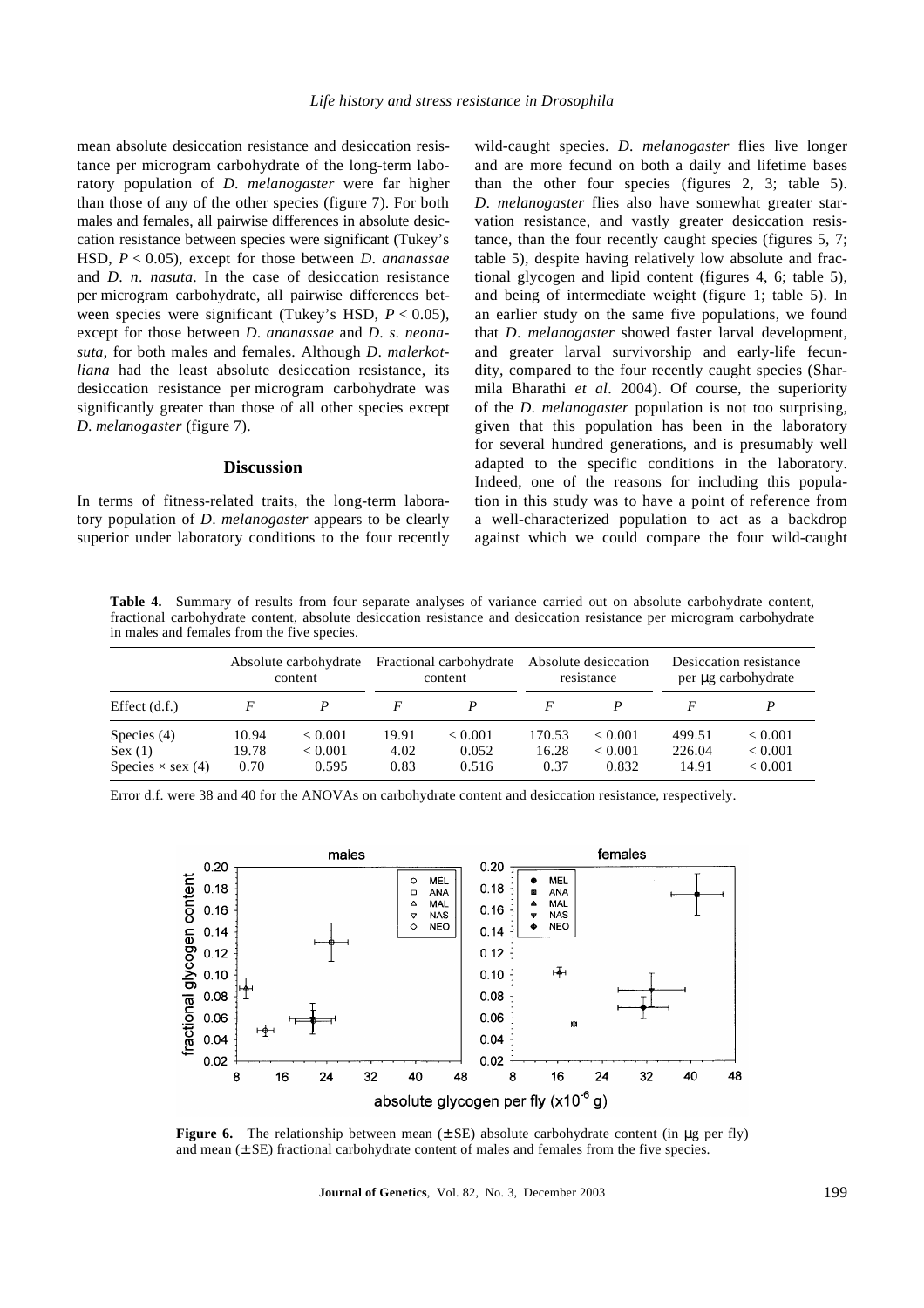mean absolute desiccation resistance and desiccation resistance per microgram carbohydrate of the long-term laboratory population of *D. melanogaster* were far higher than those of any of the other species (figure 7). For both males and females, all pairwise differences in absolute desiccation resistance between species were significant (Tukey's HSD, $P < 0.05$), except for those between *D. ananassae* and *D. n. nasuta*. In the case of desiccation resistance per microgram carbohydrate, all pairwise differences between species were significant (Tukey's HSD, $P < 0.05$), except for those between *D. ananassae* and *D. s. neonasuta*, for both males and females. Although *D. malerkotliana* had the least absolute desiccation resistance, its desiccation resistance per microgram carbohydrate was significantly greater than those of all other species except *D. melanogaster* (figure 7).

## Discussion

In terms of fitness-related traits, the long-term laboratory population of *D. melanogaster* appears to be clearly superior under laboratory conditions to the four recently wild-caught species. *D. melanogaster* flies live longer and are more fecund on both a daily and lifetime bases than the other four species (figures 2, 3; table 5). *D. melanogaster* flies also have somewhat greater starvation resistance, and vastly greater desiccation resistance, than the four recently caught species (figures 5, 7; table 5), despite having relatively low absolute and fractional glycogen and lipid content (figures 4, 6; table 5), and being of intermediate weight (figure 1; table 5). In an earlier study on the same five populations, we found that *D. melanogaster* showed faster larval development, and greater larval survivorship and early-life fecundity, compared to the four recently caught species (Sharmila Bharathi *et al*. 2004). Of course, the superiority of the *D. melanogaster* population is not too surprising, given that this population has been in the laboratory for several hundred generations, and is presumably well adapted to the specific conditions in the laboratory. Indeed, one of the reasons for including this population in this study was to have a point of reference from a well-characterized population to act as a backdrop against which we could compare the four wild-caught

**Table 4.** Summary of results from four separate analyses of variance carried out on absolute carbohydrate content, fractional carbohydrate content, absolute desiccation resistance and desiccation resistance per microgram carbohydrate in males and females from the five species.

| | Absolute carbohydrate content | | Fractional carbohydrate content | | Absolute desiccation resistance | | Desiccation resistance per μg carbohydrate | |
|---|---|---|---|---|---|---|---|---|
| Effect (d.f.) | *F* | *P* | *F* | *P* | *F* | *P* | *F* | *P* |
| Species (4) | 10.94 | < 0.001 | 19.91 | < 0.001 | 170.53 | < 0.001 | 499.51 | < 0.001 |
| Sex (1) | 19.78 | < 0.001 | 4.02 | 0.052 | 16.28 | < 0.001 | 226.04 | < 0.001 |
| Species × sex (4) | 0.70 | 0.595 | 0.83 | 0.516 | 0.37 | 0.832 | 14.91 | < 0.001 |

Error d.f. were 38 and 40 for the ANOVAs on carbohydrate content and desiccation resistance, respectively.

**Figure 6.** The relationship between mean (± SE) absolute carbohydrate content (in μg per fly) and mean (± SE) fractional carbohydrate content of males and females from the five species.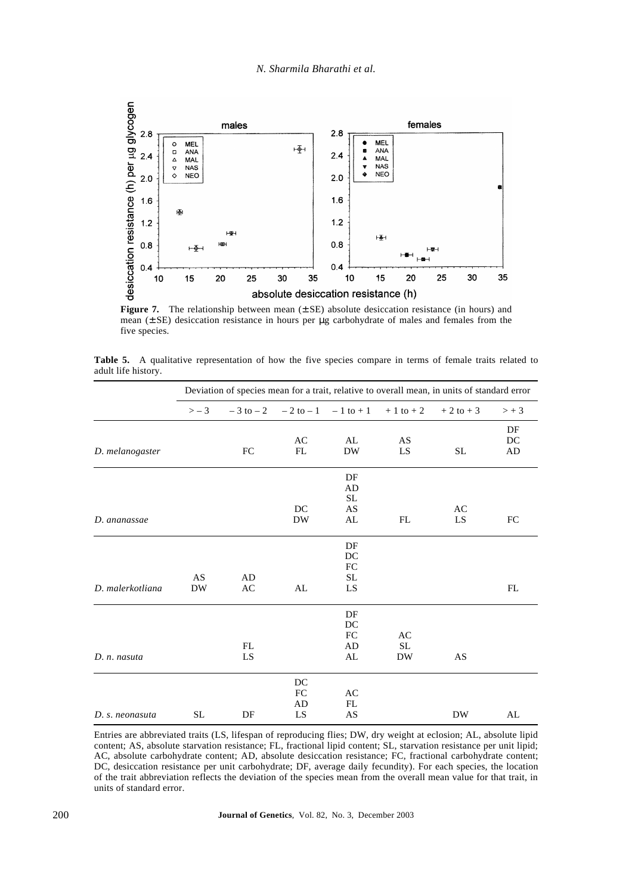**Figure 7.** The relationship between mean (±SE) absolute desiccation resistance (in hours) and mean (±SE) desiccation resistance in hours per μg carbohydrate of males and females from the five species.

**Table 5.** A qualitative representation of how the five species compare in terms of female traits related to adult life history.

| | Deviation of species mean for a trait, relative to overall mean, in units of standard error | | | | | | |
|---|---|---|---|---|---|---|---|
| | > – 3 | – 3 to – 2 | – 2 to – 1 | – 1 to + 1 | + 1 to + 2 | + 2 to + 3 | > + 3 |
| *D. melanogaster* | | FC | AC FL | AL DW | AS LS | SL | DF DC AD |
| *D. ananassae* | | | DC DW | DF AD SL AS AL | FL | AC LS | FC |
| *D. malerkotliana* | AS DW | AD AC | AL | DF DC FC SL LS | | | FL |
| *D. n. nasuta* | | FL LS | | DF DC FC AD AL | AC SL DW | AS | |
| *D. s. neonasuta* | SL | DF | DC FC AD LS | AC FL AS | | DW | AL |

Entries are abbreviated traits (LS, lifespan of reproducing flies; DW, dry weight at eclosion; AL, absolute lipid content; AS, absolute starvation resistance; FL, fractional lipid content; SL, starvation resistance per unit lipid; AC, absolute carbohydrate content; AD, absolute desiccation resistance; FC, fractional carbohydrate content; DC, desiccation resistance per unit carbohydrate; DF, average daily fecundity). For each species, the location of the trait abbreviation reflects the deviation of the species mean from the overall mean value for that trait, in units of standard error.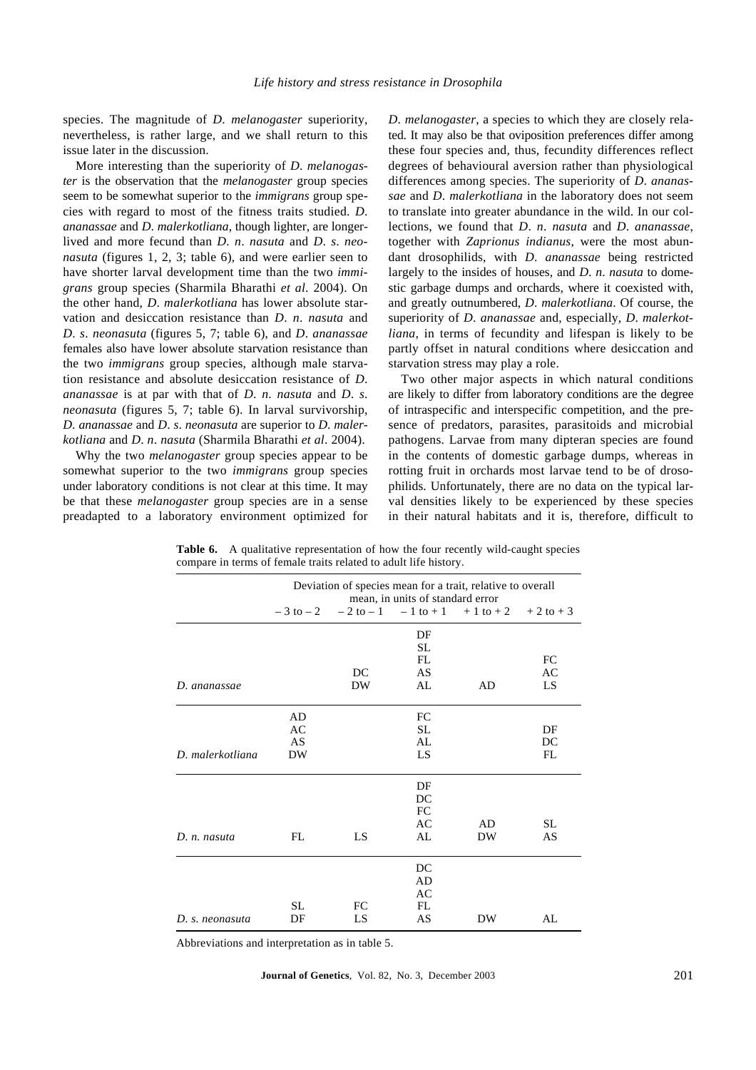species. The magnitude of *D. melanogaster* superiority, nevertheless, is rather large, and we shall return to this issue later in the discussion.

More interesting than the superiority of *D. melanogaster* is the observation that the *melanogaster* group species seem to be somewhat superior to the *immigrans* group species with regard to most of the fitness traits studied. *D. ananassae* and *D. malerkotliana*, though lighter, are longer-lived and more fecund than *D. n. nasuta* and *D. s. neonasuta* (figures 1, 2, 3; table 6), and were earlier seen to have shorter larval development time than the two *immigrans* group species (Sharmila Bharathi *et al*. 2004). On the other hand, *D. malerkotliana* has lower absolute starvation and desiccation resistance than *D. n. nasuta* and *D. s. neonasuta* (figures 5, 7; table 6), and *D. ananassae* females also have lower absolute starvation resistance than the two *immigrans* group species, although male starvation resistance and absolute desiccation resistance of *D. ananassae* is at par with that of *D. n. nasuta* and *D. s. neonasuta* (figures 5, 7; table 6). In larval survivorship, *D. ananassae* and *D. s. neonasuta* are superior to *D. malerkotliana* and *D. n. nasuta* (Sharmila Bharathi *et al*. 2004).

Why the two *melanogaster* group species appear to be somewhat superior to the two *immigrans* group species under laboratory conditions is not clear at this time. It may be that these *melanogaster* group species are in a sense preadapted to a laboratory environment optimized for *D. melanogaster*, a species to which they are closely related. It may also be that oviposition preferences differ among these four species and, thus, fecundity differences reflect degrees of behavioural aversion rather than physiological differences among species. The superiority of *D. ananassae* and *D. malerkotliana* in the laboratory does not seem to translate into greater abundance in the wild. In our collections, we found that *D. n. nasuta* and *D. ananassae*, together with *Zaprionus indianus*, were the most abundant drosophilids, with *D. ananassae* being restricted largely to the insides of houses, and *D. n. nasuta* to domestic garbage dumps and orchards, where it coexisted with, and greatly outnumbered, *D. malerkotliana*. Of course, the superiority of *D. ananassae* and, especially, *D. malerkotliana*, in terms of fecundity and lifespan is likely to be partly offset in natural conditions where desiccation and starvation stress may play a role.

Two other major aspects in which natural conditions are likely to differ from laboratory conditions are the degree of intraspecific and interspecific competition, and the presence of predators, parasites, parasitoids and microbial pathogens. Larvae from many dipteran species are found in the contents of domestic garbage dumps, whereas in rotting fruit in orchards most larvae tend to be of drosophilids. Unfortunately, there are no data on the typical larval densities likely to be experienced by these species in their natural habitats and it is, therefore, difficult to

**Table 6.** A qualitative representation of how the four recently wild-caught species compare in terms of female traits related to adult life history.

| | Deviation of species mean for a trait, relative to overall mean, in units of standard error | | | | |
|---|---|---|---|---|---|
| | – 3 to – 2 | – 2 to – 1 | – 1 to + 1 | + 1 to + 2 | + 2 to + 3 |
| *D. ananassae* | | DC, DW | DF, SL, FL, AS, AL | AD | FC, AC, LS |
| *D. malerkotliana* | AD, AC, AS, DW | | FC, SL, AL, LS | | DF, DC, FL |
| *D. n. nasuta* | FL | LS | DF, DC, FC, AC, AL | AD, DW | SL, AS |
| *D. s. neonasuta* | SL, DF | FC, LS | DC, AD, AC, FL, AS | DW | AL |

Abbreviations and interpretation as in table 5.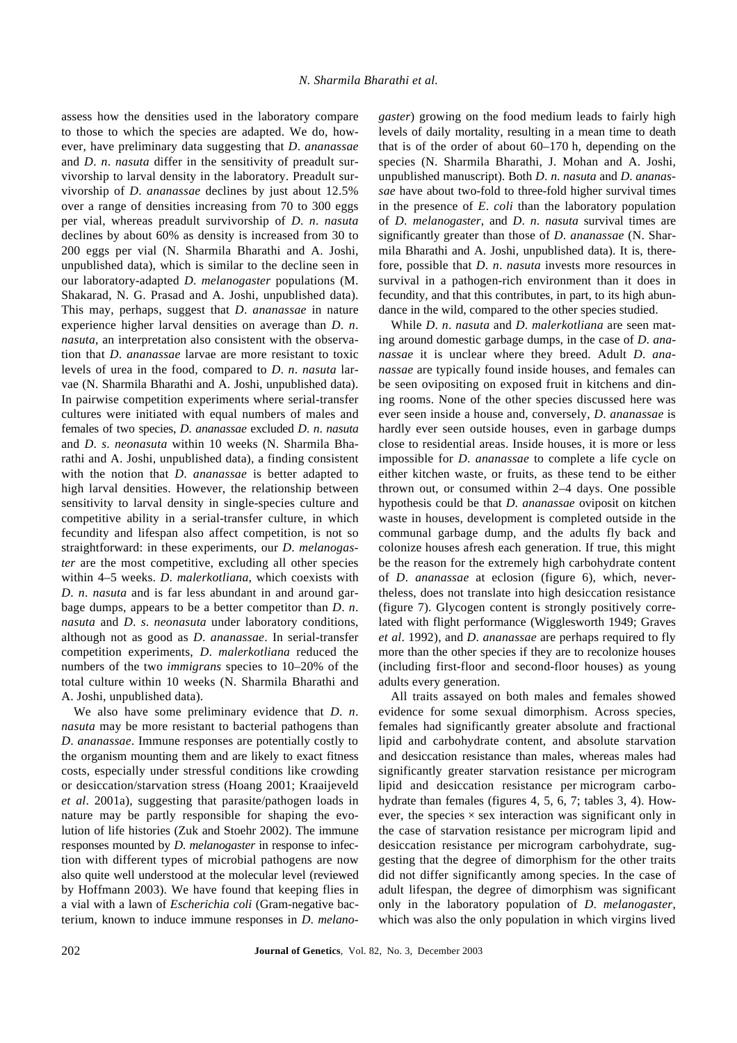assess how the densities used in the laboratory compare to those to which the species are adapted. We do, however, have preliminary data suggesting that *D. ananassae* and *D. n. nasuta* differ in the sensitivity of preadult survivorship to larval density in the laboratory. Preadult survivorship of *D. ananassae* declines by just about 12.5% over a range of densities increasing from 70 to 300 eggs per vial, whereas preadult survivorship of *D. n. nasuta* declines by about 60% as density is increased from 30 to 200 eggs per vial (N. Sharmila Bharathi and A. Joshi, unpublished data), which is similar to the decline seen in our laboratory-adapted *D. melanogaster* populations (M. Shakarad, N. G. Prasad and A. Joshi, unpublished data). This may, perhaps, suggest that *D. ananassae* in nature experience higher larval densities on average than *D. n. nasuta*, an interpretation also consistent with the observation that *D. ananassae* larvae are more resistant to toxic levels of urea in the food, compared to *D. n. nasuta* larvae (N. Sharmila Bharathi and A. Joshi, unpublished data). In pairwise competition experiments where serial-transfer cultures were initiated with equal numbers of males and females of two species, *D. ananassae* excluded *D. n. nasuta* and *D. s. neonasuta* within 10 weeks (N. Sharmila Bharathi and A. Joshi, unpublished data), a finding consistent with the notion that *D. ananassae* is better adapted to high larval densities. However, the relationship between sensitivity to larval density in single-species culture and competitive ability in a serial-transfer culture, in which fecundity and lifespan also affect competition, is not so straightforward: in these experiments, our *D. melanogaster* are the most competitive, excluding all other species within 4–5 weeks. *D. malerkotliana*, which coexists with *D. n. nasuta* and is far less abundant in and around garbage dumps, appears to be a better competitor than *D. n. nasuta* and *D. s. neonasuta* under laboratory conditions, although not as good as *D. ananassae*. In serial-transfer competition experiments, *D. malerkotliana* reduced the numbers of the two *immigrans* species to 10–20% of the total culture within 10 weeks (N. Sharmila Bharathi and A. Joshi, unpublished data).

We also have some preliminary evidence that *D. n. nasuta* may be more resistant to bacterial pathogens than *D. ananassae*. Immune responses are potentially costly to the organism mounting them and are likely to exact fitness costs, especially under stressful conditions like crowding or desiccation/starvation stress (Hoang 2001; Kraaijeveld *et al*. 2001a), suggesting that parasite/pathogen loads in nature may be partly responsible for shaping the evolution of life histories (Zuk and Stoehr 2002). The immune responses mounted by *D. melanogaster* in response to infection with different types of microbial pathogens are now also quite well understood at the molecular level (reviewed by Hoffmann 2003). We have found that keeping flies in a vial with a lawn of *Escherichia coli* (Gram-negative bacterium, known to induce immune responses in *D. melanogaster*) growing on the food medium leads to fairly high levels of daily mortality, resulting in a mean time to death that is of the order of about 60–170 h, depending on the species (N. Sharmila Bharathi, J. Mohan and A. Joshi, unpublished manuscript). Both *D. n. nasuta* and *D. ananassae* have about two-fold to three-fold higher survival times in the presence of *E. coli* than the laboratory population of *D. melanogaster*, and *D. n. nasuta* survival times are significantly greater than those of *D. ananassae* (N. Sharmila Bharathi and A. Joshi, unpublished data). It is, therefore, possible that *D. n. nasuta* invests more resources in survival in a pathogen-rich environment than it does in fecundity, and that this contributes, in part, to its high abundance in the wild, compared to the other species studied.

While *D. n. nasuta* and *D. malerkotliana* are seen mating around domestic garbage dumps, in the case of *D. ananassae* it is unclear where they breed. Adult *D. ananassae* are typically found inside houses, and females can be seen ovipositing on exposed fruit in kitchens and dining rooms. None of the other species discussed here was ever seen inside a house and, conversely, *D. ananassae* is hardly ever seen outside houses, even in garbage dumps close to residential areas. Inside houses, it is more or less impossible for *D. ananassae* to complete a life cycle on either kitchen waste, or fruits, as these tend to be either thrown out, or consumed within 2–4 days. One possible hypothesis could be that *D. ananassae* oviposit on kitchen waste in houses, development is completed outside in the communal garbage dump, and the adults fly back and colonize houses afresh each generation. If true, this might be the reason for the extremely high carbohydrate content of *D. ananassae* at eclosion (figure 6), which, nevertheless, does not translate into high desiccation resistance (figure 7). Glycogen content is strongly positively correlated with flight performance (Wigglesworth 1949; Graves *et al*. 1992), and *D. ananassae* are perhaps required to fly more than the other species if they are to recolonize houses (including first-floor and second-floor houses) as young adults every generation.

All traits assayed on both males and females showed evidence for some sexual dimorphism. Across species, females had significantly greater absolute and fractional lipid and carbohydrate content, and absolute starvation and desiccation resistance than males, whereas males had significantly greater starvation resistance per microgram lipid and desiccation resistance per microgram carbohydrate than females (figures 4, 5, 6, 7; tables 3, 4). However, the species × sex interaction was significant only in the case of starvation resistance per microgram lipid and desiccation resistance per microgram carbohydrate, suggesting that the degree of dimorphism for the other traits did not differ significantly among species. In the case of adult lifespan, the degree of dimorphism was significant only in the laboratory population of *D. melanogaster*, which was also the only population in which virgins lived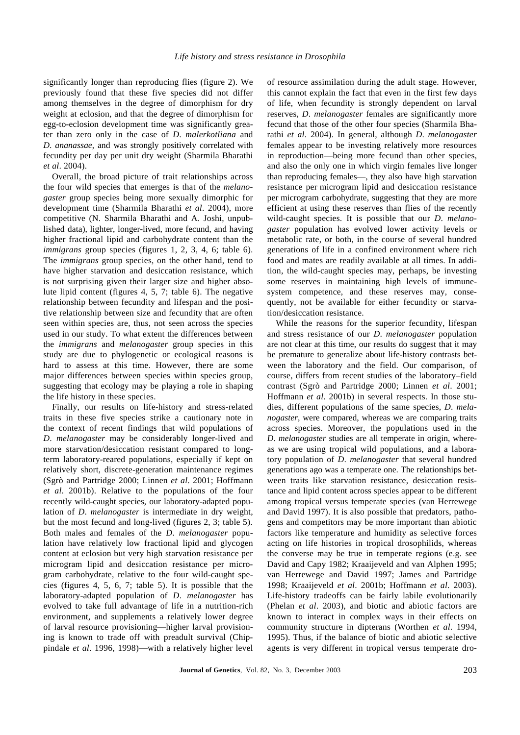significantly longer than reproducing flies (figure 2). We previously found that these five species did not differ among themselves in the degree of dimorphism for dry weight at eclosion, and that the degree of dimorphism for egg-to-eclosion development time was significantly greater than zero only in the case of *D. malerkotliana* and *D. ananassae*, and was strongly positively correlated with fecundity per day per unit dry weight (Sharmila Bharathi *et al*. 2004).

Overall, the broad picture of trait relationships across the four wild species that emerges is that of the *melanogaster* group species being more sexually dimorphic for development time (Sharmila Bharathi *et al*. 2004), more competitive (N. Sharmila Bharathi and A. Joshi, unpublished data), lighter, longer-lived, more fecund, and having higher fractional lipid and carbohydrate content than the *immigrans* group species (figures 1, 2, 3, 4, 6; table 6). The *immigrans* group species, on the other hand, tend to have higher starvation and desiccation resistance, which is not surprising given their larger size and higher absolute lipid content (figures 4, 5, 7; table 6). The negative relationship between fecundity and lifespan and the positive relationship between size and fecundity that are often seen within species are, thus, not seen across the species used in our study. To what extent the differences between the *immigrans* and *melanogaster* group species in this study are due to phylogenetic or ecological reasons is hard to assess at this time. However, there are some major differences between species within species group, suggesting that ecology may be playing a role in shaping the life history in these species.

Finally, our results on life-history and stress-related traits in these five species strike a cautionary note in the context of recent findings that wild populations of *D. melanogaster* may be considerably longer-lived and more starvation/desiccation resistant compared to long-term laboratory-reared populations, especially if kept on relatively short, discrete-generation maintenance regimes (Sgrò and Partridge 2000; Linnen *et al*. 2001; Hoffmann *et al*. 2001b). Relative to the populations of the four recently wild-caught species, our laboratory-adapted population of *D. melanogaster* is intermediate in dry weight, but the most fecund and long-lived (figures 2, 3; table 5). Both males and females of the *D. melanogaster* population have relatively low fractional lipid and glycogen content at eclosion but very high starvation resistance per microgram lipid and desiccation resistance per microgram carbohydrate, relative to the four wild-caught species (figures 4, 5, 6, 7; table 5). It is possible that the laboratory-adapted population of *D. melanogaster* has evolved to take full advantage of life in a nutrition-rich environment, and supplements a relatively lower degree of larval resource provisioning—higher larval provisioning is known to trade off with preadult survival (Chippindale *et al*. 1996, 1998)—with a relatively higher level of resource assimilation during the adult stage. However, this cannot explain the fact that even in the first few days of life, when fecundity is strongly dependent on larval reserves, *D. melanogaster* females are significantly more fecund that those of the other four species (Sharmila Bharathi *et al*. 2004). In general, although *D. melanogaster* females appear to be investing relatively more resources in reproduction—being more fecund than other species, and also the only one in which virgin females live longer than reproducing females—, they also have high starvation resistance per microgram lipid and desiccation resistance per microgram carbohydrate, suggesting that they are more efficient at using these reserves than flies of the recently wild-caught species. It is possible that our *D. melanogaster* population has evolved lower activity levels or metabolic rate, or both, in the course of several hundred generations of life in a confined environment where rich food and mates are readily available at all times. In addition, the wild-caught species may, perhaps, be investing some reserves in maintaining high levels of immune-system competence, and these reserves may, consequently, not be available for either fecundity or starvation/desiccation resistance.

While the reasons for the superior fecundity, lifespan and stress resistance of our *D. melanogaster* population are not clear at this time, our results do suggest that it may be premature to generalize about life-history contrasts between the laboratory and the field. Our comparison, of course, differs from recent studies of the laboratory–field contrast (Sgrò and Partridge 2000; Linnen *et al*. 2001; Hoffmann *et al*. 2001b) in several respects. In those studies, different populations of the same species, *D. melanogaster*, were compared, whereas we are comparing traits across species. Moreover, the populations used in the *D. melanogaster* studies are all temperate in origin, whereas we are using tropical wild populations, and a laboratory population of *D. melanogaster* that several hundred generations ago was a temperate one. The relationships between traits like starvation resistance, desiccation resistance and lipid content across species appear to be different among tropical versus temperate species (van Herrewege and David 1997). It is also possible that predators, pathogens and competitors may be more important than abiotic factors like temperature and humidity as selective forces acting on life histories in tropical drosophilids, whereas the converse may be true in temperate regions (e.g. see David and Capy 1982; Kraaijeveld and van Alphen 1995; van Herrewege and David 1997; James and Partridge 1998; Kraaijeveld *et al*. 2001b; Hoffmann *et al*. 2003). Life-history tradeoffs can be fairly labile evolutionarily (Phelan *et al*. 2003), and biotic and abiotic factors are known to interact in complex ways in their effects on community structure in dipterans (Worthen *et al*. 1994, 1995). Thus, if the balance of biotic and abiotic selective agents is very different in tropical versus temperate dro-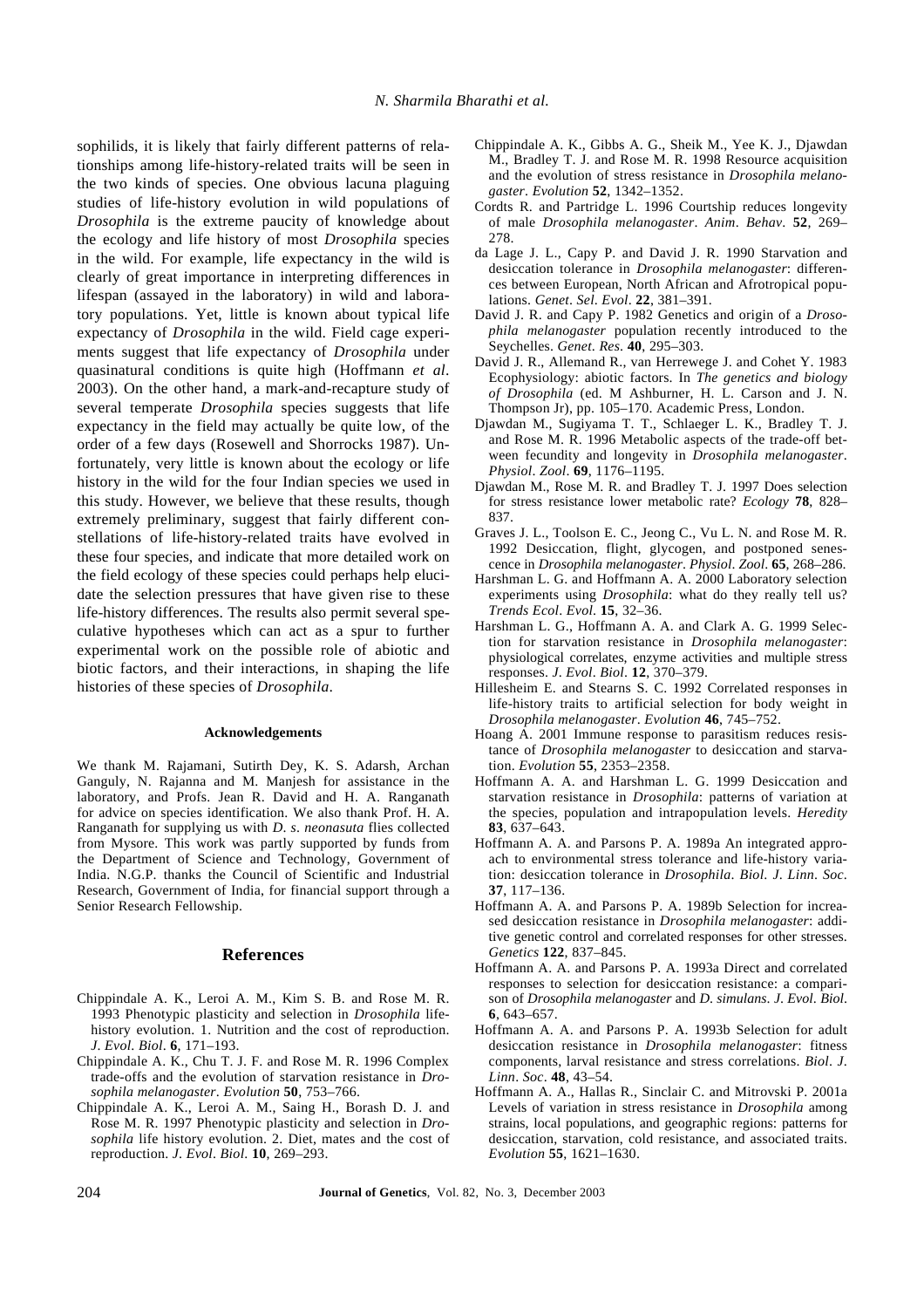sophilids, it is likely that fairly different patterns of relationships among life-history-related traits will be seen in the two kinds of species. One obvious lacuna plaguing studies of life-history evolution in wild populations of *Drosophila* is the extreme paucity of knowledge about the ecology and life history of most *Drosophila* species in the wild. For example, life expectancy in the wild is clearly of great importance in interpreting differences in lifespan (assayed in the laboratory) in wild and laboratory populations. Yet, little is known about typical life expectancy of *Drosophila* in the wild. Field cage experiments suggest that life expectancy of *Drosophila* under quasinatural conditions is quite high (Hoffmann *et al*. 2003). On the other hand, a mark-and-recapture study of several temperate *Drosophila* species suggests that life expectancy in the field may actually be quite low, of the order of a few days (Rosewell and Shorrocks 1987). Unfortunately, very little is known about the ecology or life history in the wild for the four Indian species we used in this study. However, we believe that these results, though extremely preliminary, suggest that fairly different constellations of life-history-related traits have evolved in these four species, and indicate that more detailed work on the field ecology of these species could perhaps help elucidate the selection pressures that have given rise to these life-history differences. The results also permit several speculative hypotheses which can act as a spur to further experimental work on the possible role of abiotic and biotic factors, and their interactions, in shaping the life histories of these species of *Drosophila*.

#### Acknowledgements

We thank M. Rajamani, Sutirth Dey, K. S. Adarsh, Archan Ganguly, N. Rajanna and M. Manjesh for assistance in the laboratory, and Profs. Jean R. David and H. A. Ranganath for advice on species identification. We also thank Prof. H. A. Ranganath for supplying us with *D. s. neonasuta* flies collected from Mysore. This work was partly supported by funds from the Department of Science and Technology, Government of India. N.G.P. thanks the Council of Scientific and Industrial Research, Government of India, for financial support through a Senior Research Fellowship.

## References

Chippindale A. K., Leroi A. M., Kim S. B. and Rose M. R. 1993 Phenotypic plasticity and selection in *Drosophila* life-history evolution. 1. Nutrition and the cost of reproduction. *J. Evol. Biol*. **6**, 171–193.

Chippindale A. K., Chu T. J. F. and Rose M. R. 1996 Complex trade-offs and the evolution of starvation resistance in *Drosophila melanogaster*. *Evolution* **50**, 753–766.

Chippindale A. K., Leroi A. M., Saing H., Borash D. J. and Rose M. R. 1997 Phenotypic plasticity and selection in *Drosophila* life history evolution. 2. Diet, mates and the cost of reproduction. *J. Evol. Biol*. **10**, 269–293.

Chippindale A. K., Gibbs A. G., Sheik M., Yee K. J., Djawdan M., Bradley T. J. and Rose M. R. 1998 Resource acquisition and the evolution of stress resistance in *Drosophila melanogaster*. *Evolution* **52**, 1342–1352.

Cordts R. and Partridge L. 1996 Courtship reduces longevity of male *Drosophila melanogaster*. *Anim. Behav*. **52**, 269–278.

da Lage J. L., Capy P. and David J. R. 1990 Starvation and desiccation tolerance in *Drosophila melanogaster*: differences between European, North African and Afrotropical populations. *Genet. Sel. Evol*. **22**, 381–391.

David J. R. and Capy P. 1982 Genetics and origin of a *Drosophila melanogaster* population recently introduced to the Seychelles. *Genet. Res*. **40**, 295–303.

David J. R., Allemand R., van Herrewege J. and Cohet Y. 1983 Ecophysiology: abiotic factors. In *The genetics and biology of Drosophila* (ed. M Ashburner, H. L. Carson and J. N. Thompson Jr), pp. 105–170. Academic Press, London.

Djawdan M., Sugiyama T. T., Schlaeger L. K., Bradley T. J. and Rose M. R. 1996 Metabolic aspects of the trade-off between fecundity and longevity in *Drosophila melanogaster*. *Physiol. Zool*. **69**, 1176–1195.

Djawdan M., Rose M. R. and Bradley T. J. 1997 Does selection for stress resistance lower metabolic rate? *Ecology* **78**, 828–837.

Graves J. L., Toolson E. C., Jeong C., Vu L. N. and Rose M. R. 1992 Desiccation, flight, glycogen, and postponed senescence in *Drosophila melanogaster*. *Physiol. Zool*. **65**, 268–286.

Harshman L. G. and Hoffmann A. A. 2000 Laboratory selection experiments using *Drosophila*: what do they really tell us? *Trends Ecol. Evol*. **15**, 32–36.

Harshman L. G., Hoffmann A. A. and Clark A. G. 1999 Selection for starvation resistance in *Drosophila melanogaster*: physiological correlates, enzyme activities and multiple stress responses. *J. Evol. Biol*. **12**, 370–379.

Hillesheim E. and Stearns S. C. 1992 Correlated responses in life-history traits to artificial selection for body weight in *Drosophila melanogaster*. *Evolution* **46**, 745–752.

Hoang A. 2001 Immune response to parasitism reduces resistance of *Drosophila melanogaster* to desiccation and starvation. *Evolution* **55**, 2353–2358.

Hoffmann A. A. and Harshman L. G. 1999 Desiccation and starvation resistance in *Drosophila*: patterns of variation at the species, population and intrapopulation levels. *Heredity* **83**, 637–643.

Hoffmann A. A. and Parsons P. A. 1989a An integrated approach to environmental stress tolerance and life-history variation: desiccation tolerance in *Drosophila*. *Biol. J. Linn. Soc*. **37**, 117–136.

Hoffmann A. A. and Parsons P. A. 1989b Selection for increased desiccation resistance in *Drosophila melanogaster*: additive genetic control and correlated responses for other stresses. *Genetics* **122**, 837–845.

Hoffmann A. A. and Parsons P. A. 1993a Direct and correlated responses to selection for desiccation resistance: a comparison of *Drosophila melanogaster* and *D. simulans*. *J. Evol. Biol*. **6**, 643–657.

Hoffmann A. A. and Parsons P. A. 1993b Selection for adult desiccation resistance in *Drosophila melanogaster*: fitness components, larval resistance and stress correlations. *Biol. J. Linn. Soc*. **48**, 43–54.

Hoffmann A. A., Hallas R., Sinclair C. and Mitrovski P. 2001a Levels of variation in stress resistance in *Drosophila* among strains, local populations, and geographic regions: patterns for desiccation, starvation, cold resistance, and associated traits. *Evolution* **55**, 1621–1630.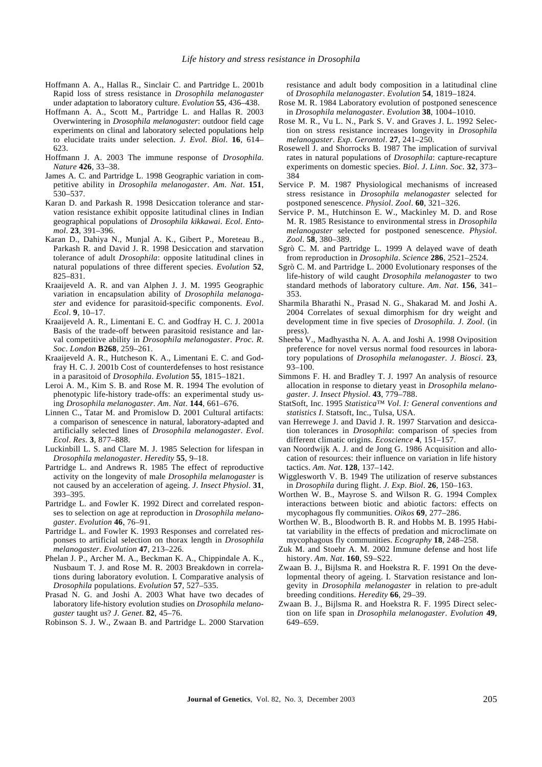Hoffmann A. A., Hallas R., Sinclair C. and Partridge L. 2001b Rapid loss of stress resistance in *Drosophila melanogaster* under adaptation to laboratory culture. *Evolution* **55**, 436–438.

Hoffmann A. A., Scott M., Partridge L. and Hallas R. 2003 Overwintering in *Drosophila melanogaster*: outdoor field cage experiments on clinal and laboratory selected populations help to elucidate traits under selection. *J. Evol. Biol.* **16**, 614–623.

Hoffmann J. A. 2003 The immune response of *Drosophila*. *Nature* **426**, 33–38.

James A. C. and Partridge L. 1998 Geographic variation in competitive ability in *Drosophila melanogaster*. *Am. Nat.* **151**, 530–537.

Karan D. and Parkash R. 1998 Desiccation tolerance and starvation resistance exhibit opposite latitudinal clines in Indian geographical populations of *Drosophila kikkawai*. *Ecol. Entomol.* **23**, 391–396.

Karan D., Dahiya N., Munjal A. K., Gibert P., Moreteau B., Parkash R. and David J. R. 1998 Desiccation and starvation tolerance of adult *Drosophila*: opposite latitudinal clines in natural populations of three different species. *Evolution* **52**, 825–831.

Kraaijeveld A. R. and van Alphen J. J. M. 1995 Geographic variation in encapsulation ability of *Drosophila melanogaster* and evidence for parasitoid-specific components. *Evol. Ecol.* **9**, 10–17.

Kraaijeveld A. R., Limentani E. C. and Godfray H. C. J. 2001a Basis of the trade-off between parasitoid resistance and larval competitive ability in *Drosophila melanogaster*. *Proc. R. Soc. London* **B268**, 259–261.

Kraaijeveld A. R., Hutcheson K. A., Limentani E. C. and Godfray H. C. J. 2001b Cost of counterdefenses to host resistance in a parasitoid of *Drosophila*. *Evolution* **55**, 1815–1821.

Leroi A. M., Kim S. B. and Rose M. R. 1994 The evolution of phenotypic life-history trade-offs: an experimental study using *Drosophila melanogaster*. *Am. Nat.* **144**, 661–676.

Linnen C., Tatar M. and Promislow D. 2001 Cultural artifacts: a comparison of senescence in natural, laboratory-adapted and artificially selected lines of *Drosophila melanogaster*. *Evol. Ecol. Res.* **3**, 877–888.

Luckinbill L. S. and Clare M. J. 1985 Selection for lifespan in *Drosophila melanogaster*. *Heredity* **55**, 9–18.

Partridge L. and Andrews R. 1985 The effect of reproductive activity on the longevity of male *Drosophila melanogaster* is not caused by an acceleration of ageing. *J. Insect Physiol.* **31**, 393–395.

Partridge L. and Fowler K. 1992 Direct and correlated responses to selection on age at reproduction in *Drosophila melanogaster*. *Evolution* **46**, 76–91.

Partridge L. and Fowler K. 1993 Responses and correlated responses to artificial selection on thorax length in *Drosophila melanogaster*. *Evolution* **47**, 213–226.

Phelan J. P., Archer M. A., Beckman K. A., Chippindale A. K., Nusbaum T. J. and Rose M. R. 2003 Breakdown in correlations during laboratory evolution. I. Comparative analysis of *Drosophila* populations. *Evolution* **57**, 527–535.

Prasad N. G. and Joshi A. 2003 What have two decades of laboratory life-history evolution studies on *Drosophila melanogaster* taught us? *J. Genet.* **82**, 45–76.

Robinson S. J. W., Zwaan B. and Partridge L. 2000 Starvation resistance and adult body composition in a latitudinal cline of *Drosophila melanogaster*. *Evolution* **54**, 1819–1824.

Rose M. R. 1984 Laboratory evolution of postponed senescence in *Drosophila melanogaster*. *Evolution* **38**, 1004–1010.

Rose M. R., Vu L. N., Park S. V. and Graves J. L. 1992 Selection on stress resistance increases longevity in *Drosophila melanogaster*. *Exp. Gerontol.* **27**, 241–250.

Rosewell J. and Shorrocks B. 1987 The implication of survival rates in natural populations of *Drosophila*: capture-recapture experiments on domestic species. *Biol. J. Linn. Soc.* **32**, 373–384

Service P. M. 1987 Physiological mechanisms of increased stress resistance in *Drosophila melanogaster* selected for postponed senescence. *Physiol. Zool.* **60**, 321–326.

Service P. M., Hutchinson E. W., Mackinley M. D. and Rose M. R. 1985 Resistance to environmental stress in *Drosophila melanogaster* selected for postponed senescence. *Physiol. Zool.* **58**, 380–389.

Sgrò C. M. and Partridge L. 1999 A delayed wave of death from reproduction in *Drosophila*. *Science* **286**, 2521–2524.

Sgrò C. M. and Partridge L. 2000 Evolutionary responses of the life-history of wild caught *Drosophila melanogaster* to two standard methods of laboratory culture. *Am. Nat.* **156**, 341–353.

Sharmila Bharathi N., Prasad N. G., Shakarad M. and Joshi A. 2004 Correlates of sexual dimorphism for dry weight and development time in five species of *Drosophila*. *J. Zool.* (in press).

Sheeba V., Madhyastha N. A. A. and Joshi A. 1998 Oviposition preference for novel versus normal food resources in laboratory populations of *Drosophila melanogaster*. *J. Biosci.* **23**, 93–100.

Simmons F. H. and Bradley T. J. 1997 An analysis of resource allocation in response to dietary yeast in *Drosophila melanogaster*. *J. Insect Physiol.* **43**, 779–788.

StatSoft, Inc. 1995 *Statistica™ Vol. I: General conventions and statistics I*. Statsoft, Inc., Tulsa, USA.

van Herrewege J. and David J. R. 1997 Starvation and desiccation tolerances in *Drosophila*: comparison of species from different climatic origins. *Ecoscience* **4**, 151–157.

van Noordwijk A. J. and de Jong G. 1986 Acquisition and allocation of resources: their influence on variation in life history tactics. *Am. Nat.* **128**, 137–142.

Wigglesworth V. B. 1949 The utilization of reserve substances in *Drosophila* during flight. *J. Exp. Biol.* **26**, 150–163.

Worthen W. B., Mayrose S. and Wilson R. G. 1994 Complex interactions between biotic and abiotic factors: effects on mycophagous fly communities. *Oikos* **69**, 277–286.

Worthen W. B., Bloodworth B. R. and Hobbs M. B. 1995 Habitat variability in the effects of predation and microclimate on mycophagous fly communities. *Ecography* **18**, 248–258.

Zuk M. and Stoehr A. M. 2002 Immune defense and host life history. *Am. Nat.* **160**, S9–S22.

Zwaan B. J., Bijlsma R. and Hoekstra R. F. 1991 On the developmental theory of ageing. I. Starvation resistance and longevity in *Drosophila melanogaster* in relation to pre-adult breeding conditions. *Heredity* **66**, 29–39.

Zwaan B. J., Bijlsma R. and Hoekstra R. F. 1995 Direct selection on life span in *Drosophila melanogaster*. *Evolution* **49**, 649–659.